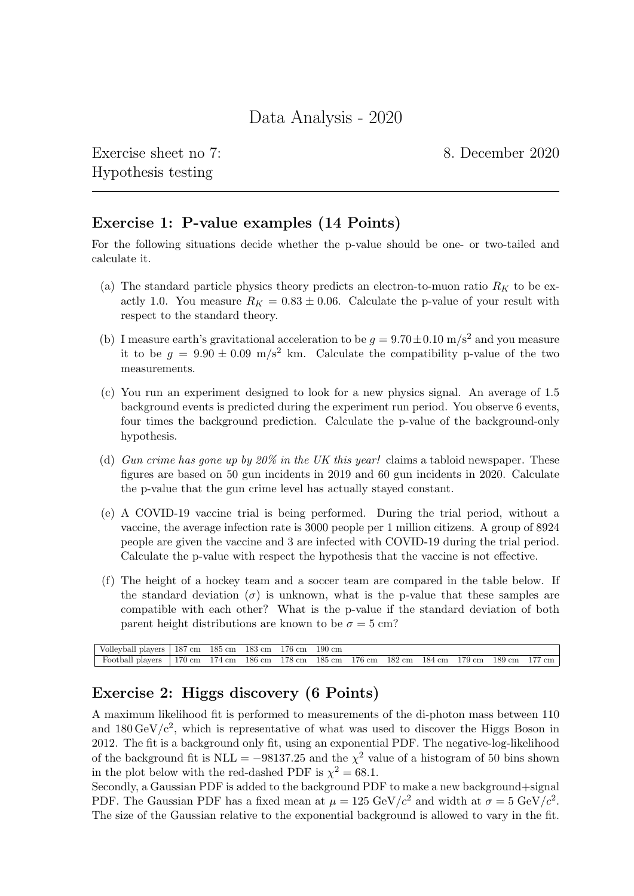# Data Analysis - 2020

Exercise sheet no 7: Hypothesis testing

8. December 2020

---

## Exercise 1: P-value examples (14 Points)

For the following situations decide whether the p-value should be one- or two-tailed and calculate it.

(a) The standard particle physics theory predicts an electron-to-muon ratio $R_K$ to be exactly 1.0. You measure $R_K = 0.83 \pm 0.06$. Calculate the p-value of your result with respect to the standard theory.

(b) I measure earth's gravitational acceleration to be $g = 9.70 \pm 0.10$ m/s$^2$ and you measure it to be $g = 9.90 \pm 0.09$ m/s$^2$ km. Calculate the compatibility p-value of the two measurements.

(c) You run an experiment designed to look for a new physics signal. An average of 1.5 background events is predicted during the experiment run period. You observe 6 events, four times the background prediction. Calculate the p-value of the background-only hypothesis.

(d) *Gun crime has gone up by 20% in the UK this year!* claims a tabloid newspaper. These figures are based on 50 gun incidents in 2019 and 60 gun incidents in 2020. Calculate the p-value that the gun crime level has actually stayed constant.

(e) A COVID-19 vaccine trial is being performed. During the trial period, without a vaccine, the average infection rate is 3000 people per 1 million citizens. A group of 8924 people are given the vaccine and 3 are infected with COVID-19 during the trial period. Calculate the p-value with respect the hypothesis that the vaccine is not effective.

(f) The height of a hockey team and a soccer team are compared in the table below. If the standard deviation ($\sigma$) is unknown, what is the p-value that these samples are compatible with each other? What is the p-value if the standard deviation of both parent height distributions are known to be $\sigma = 5$ cm?

| Volleyball players | 187 cm | 185 cm | 183 cm | 176 cm | 190 cm | | | | | | |
|---|---|---|---|---|---|---|---|---|---|---|---|
| Football players | 170 cm | 174 cm | 186 cm | 178 cm | 185 cm | 176 cm | 182 cm | 184 cm | 179 cm | 189 cm | 177 cm |

## Exercise 2: Higgs discovery (6 Points)

A maximum likelihood fit is performed to measurements of the di-photon mass between 110 and 180 GeV/c$^2$, which is representative of what was used to discover the Higgs Boson in 2012. The fit is a background only fit, using an exponential PDF. The negative-log-likelihood of the background fit is NLL $= -98137.25$ and the $\chi^2$ value of a histogram of 50 bins shown in the plot below with the red-dashed PDF is $\chi^2 = 68.1$.

Secondly, a Gaussian PDF is added to the background PDF to make a new background+signal PDF. The Gaussian PDF has a fixed mean at $\mu = 125$ GeV/$c^2$ and width at $\sigma = 5$ GeV/$c^2$. The size of the Gaussian relative to the exponential background is allowed to vary in the fit.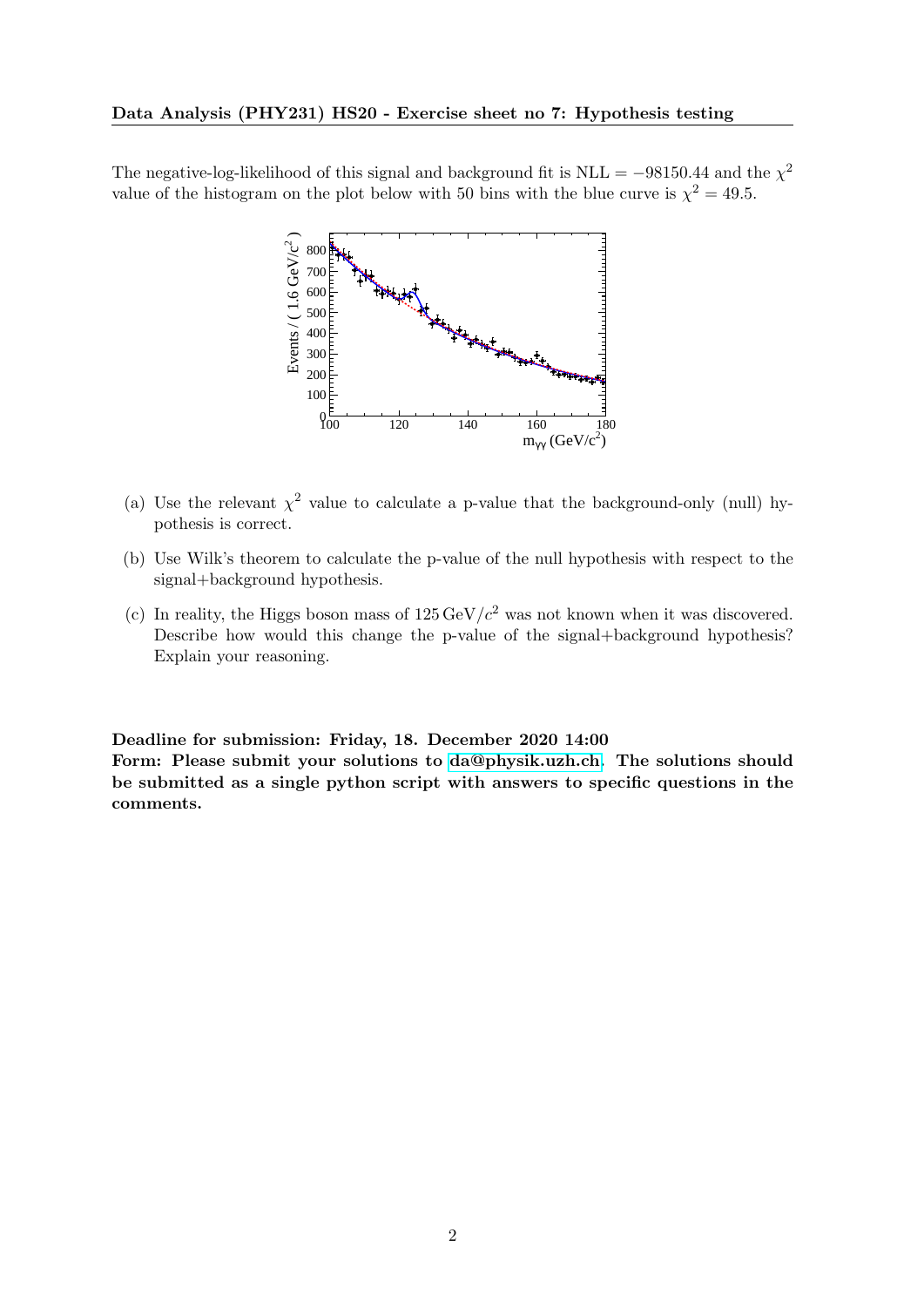The negative-log-likelihood of this signal and background fit is NLL $= -98150.44$ and the $\chi^2$ value of the histogram on the plot below with 50 bins with the blue curve is $\chi^2 = 49.5$.

Events / ( 1.6 GeV/c$^2$ )
800
700
600
500
400
300
200
100
0
100
120
140
160
180
$m_{\gamma\gamma}$ (GeV/c$^2$)

(a) Use the relevant $\chi^2$ value to calculate a p-value that the background-only (null) hypothesis is correct.

(b) Use Wilk's theorem to calculate the p-value of the null hypothesis with respect to the signal+background hypothesis.

(c) In reality, the Higgs boson mass of $125\,\mathrm{GeV}/c^2$ was not known when it was discovered. Describe how would this change the p-value of the signal+background hypothesis? Explain your reasoning.

**Deadline for submission: Friday, 18. December 2020 14:00**
**Form: Please submit your solutions to da@physik.uzh.ch. The solutions should be submitted as a single python script with answers to specific questions in the comments.**